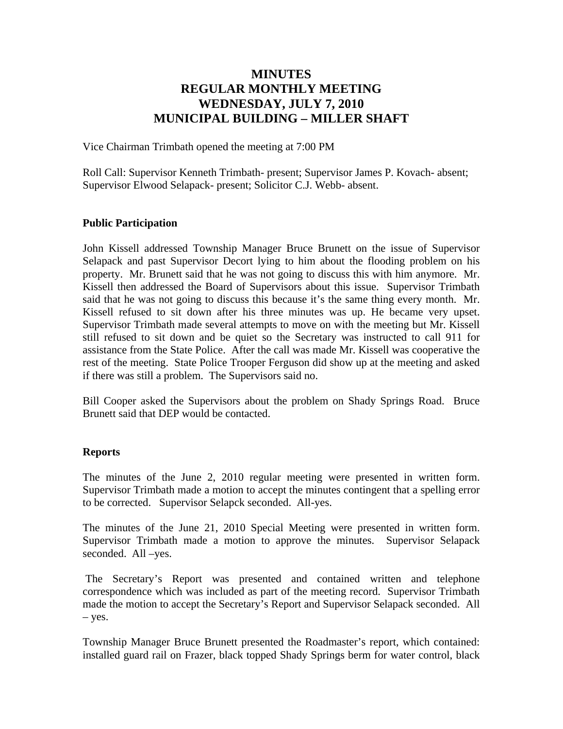# MINUTES
# REGULAR MONTHLY MEETING
# WEDNESDAY, JULY 7, 2010
# MUNICIPAL BUILDING – MILLER SHAFT

Vice Chairman Trimbath opened the meeting at 7:00 PM

Roll Call: Supervisor Kenneth Trimbath- present; Supervisor James P. Kovach- absent; Supervisor Elwood Selapack- present; Solicitor C.J. Webb- absent.

**Public Participation**

John Kissell addressed Township Manager Bruce Brunett on the issue of Supervisor Selapack and past Supervisor Decort lying to him about the flooding problem on his property. Mr. Brunett said that he was not going to discuss this with him anymore. Mr. Kissell then addressed the Board of Supervisors about this issue. Supervisor Trimbath said that he was not going to discuss this because it's the same thing every month. Mr. Kissell refused to sit down after his three minutes was up. He became very upset. Supervisor Trimbath made several attempts to move on with the meeting but Mr. Kissell still refused to sit down and be quiet so the Secretary was instructed to call 911 for assistance from the State Police. After the call was made Mr. Kissell was cooperative the rest of the meeting. State Police Trooper Ferguson did show up at the meeting and asked if there was still a problem. The Supervisors said no.

Bill Cooper asked the Supervisors about the problem on Shady Springs Road. Bruce Brunett said that DEP would be contacted.

**Reports**

The minutes of the June 2, 2010 regular meeting were presented in written form. Supervisor Trimbath made a motion to accept the minutes contingent that a spelling error to be corrected. Supervisor Selapck seconded. All-yes.

The minutes of the June 21, 2010 Special Meeting were presented in written form. Supervisor Trimbath made a motion to approve the minutes. Supervisor Selapack seconded. All –yes.

The Secretary's Report was presented and contained written and telephone correspondence which was included as part of the meeting record. Supervisor Trimbath made the motion to accept the Secretary's Report and Supervisor Selapack seconded. All – yes.

Township Manager Bruce Brunett presented the Roadmaster's report, which contained: installed guard rail on Frazer, black topped Shady Springs berm for water control, black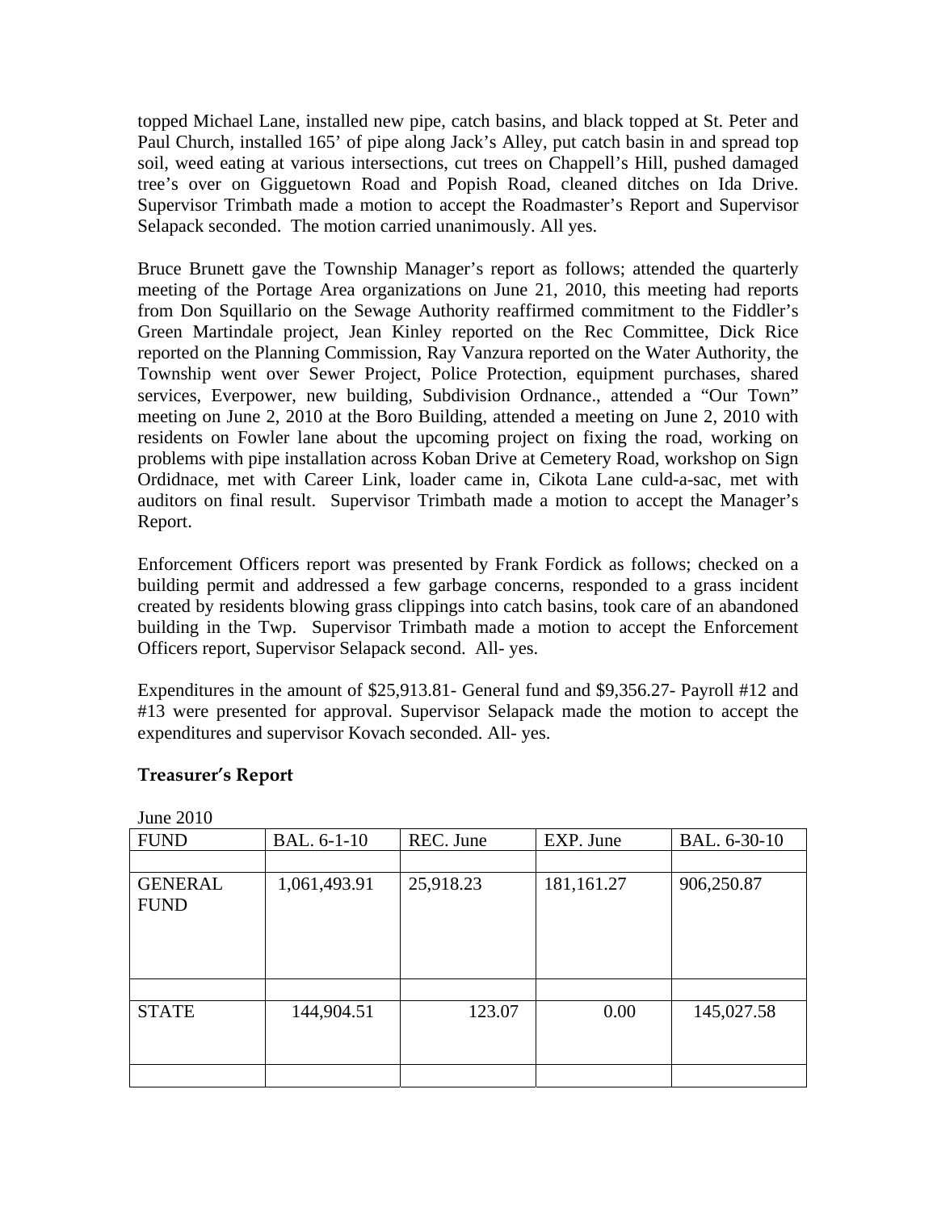topped Michael Lane, installed new pipe, catch basins, and black topped at St. Peter and Paul Church, installed 165' of pipe along Jack's Alley, put catch basin in and spread top soil, weed eating at various intersections, cut trees on Chappell's Hill, pushed damaged tree's over on Gigguetown Road and Popish Road, cleaned ditches on Ida Drive. Supervisor Trimbath made a motion to accept the Roadmaster's Report and Supervisor Selapack seconded. The motion carried unanimously. All yes.

Bruce Brunett gave the Township Manager's report as follows; attended the quarterly meeting of the Portage Area organizations on June 21, 2010, this meeting had reports from Don Squillario on the Sewage Authority reaffirmed commitment to the Fiddler's Green Martindale project, Jean Kinley reported on the Rec Committee, Dick Rice reported on the Planning Commission, Ray Vanzura reported on the Water Authority, the Township went over Sewer Project, Police Protection, equipment purchases, shared services, Everpower, new building, Subdivision Ordnance., attended a "Our Town" meeting on June 2, 2010 at the Boro Building, attended a meeting on June 2, 2010 with residents on Fowler lane about the upcoming project on fixing the road, working on problems with pipe installation across Koban Drive at Cemetery Road, workshop on Sign Ordidnace, met with Career Link, loader came in, Cikota Lane culd-a-sac, met with auditors on final result. Supervisor Trimbath made a motion to accept the Manager's Report.

Enforcement Officers report was presented by Frank Fordick as follows; checked on a building permit and addressed a few garbage concerns, responded to a grass incident created by residents blowing grass clippings into catch basins, took care of an abandoned building in the Twp. Supervisor Trimbath made a motion to accept the Enforcement Officers report, Supervisor Selapack second. All- yes.

Expenditures in the amount of $25,913.81- General fund and $9,356.27- Payroll #12 and #13 were presented for approval. Supervisor Selapack made the motion to accept the expenditures and supervisor Kovach seconded. All- yes.

## Treasurer's Report

June 2010

| FUND | BAL. 6-1-10 | REC. June | EXP. June | BAL. 6-30-10 |
|---|---|---|---|---|
| | | | | |
| GENERAL FUND | 1,061,493.91 | 25,918.23 | 181,161.27 | 906,250.87 |
| | | | | |
| STATE | 144,904.51 | 123.07 | 0.00 | 145,027.58 |
| | | | | |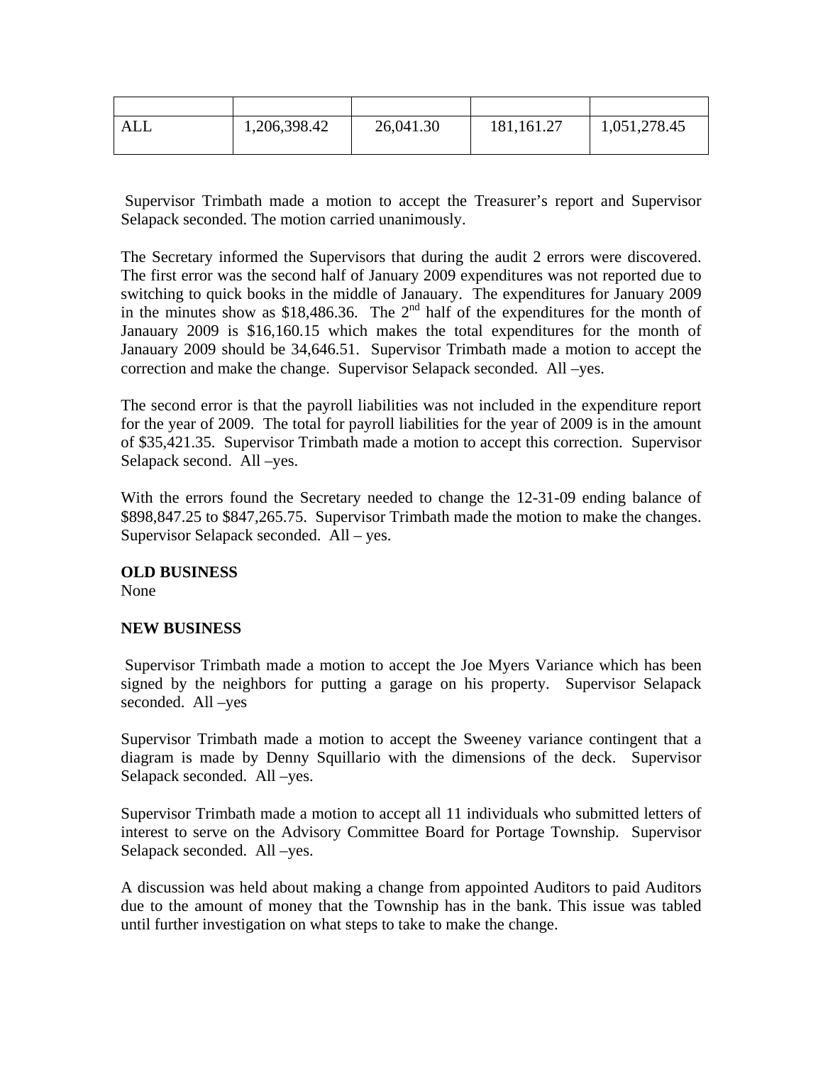| | | | | |
|---|---|---|---|---|
| ALL | 1,206,398.42 | 26,041.30 | 181,161.27 | 1,051,278.45 |

Supervisor Trimbath made a motion to accept the Treasurer's report and Supervisor Selapack seconded. The motion carried unanimously.

The Secretary informed the Supervisors that during the audit 2 errors were discovered. The first error was the second half of January 2009 expenditures was not reported due to switching to quick books in the middle of Janauary. The expenditures for January 2009 in the minutes show as $18,486.36. The 2nd half of the expenditures for the month of Janauary 2009 is $16,160.15 which makes the total expenditures for the month of Janauary 2009 should be 34,646.51. Supervisor Trimbath made a motion to accept the correction and make the change. Supervisor Selapack seconded. All –yes.

The second error is that the payroll liabilities was not included in the expenditure report for the year of 2009. The total for payroll liabilities for the year of 2009 is in the amount of $35,421.35. Supervisor Trimbath made a motion to accept this correction. Supervisor Selapack second. All –yes.

With the errors found the Secretary needed to change the 12-31-09 ending balance of $898,847.25 to $847,265.75. Supervisor Trimbath made the motion to make the changes. Supervisor Selapack seconded. All – yes.

**OLD BUSINESS**
None

**NEW BUSINESS**

Supervisor Trimbath made a motion to accept the Joe Myers Variance which has been signed by the neighbors for putting a garage on his property. Supervisor Selapack seconded. All –yes

Supervisor Trimbath made a motion to accept the Sweeney variance contingent that a diagram is made by Denny Squillario with the dimensions of the deck. Supervisor Selapack seconded. All –yes.

Supervisor Trimbath made a motion to accept all 11 individuals who submitted letters of interest to serve on the Advisory Committee Board for Portage Township. Supervisor Selapack seconded. All –yes.

A discussion was held about making a change from appointed Auditors to paid Auditors due to the amount of money that the Township has in the bank. This issue was tabled until further investigation on what steps to take to make the change.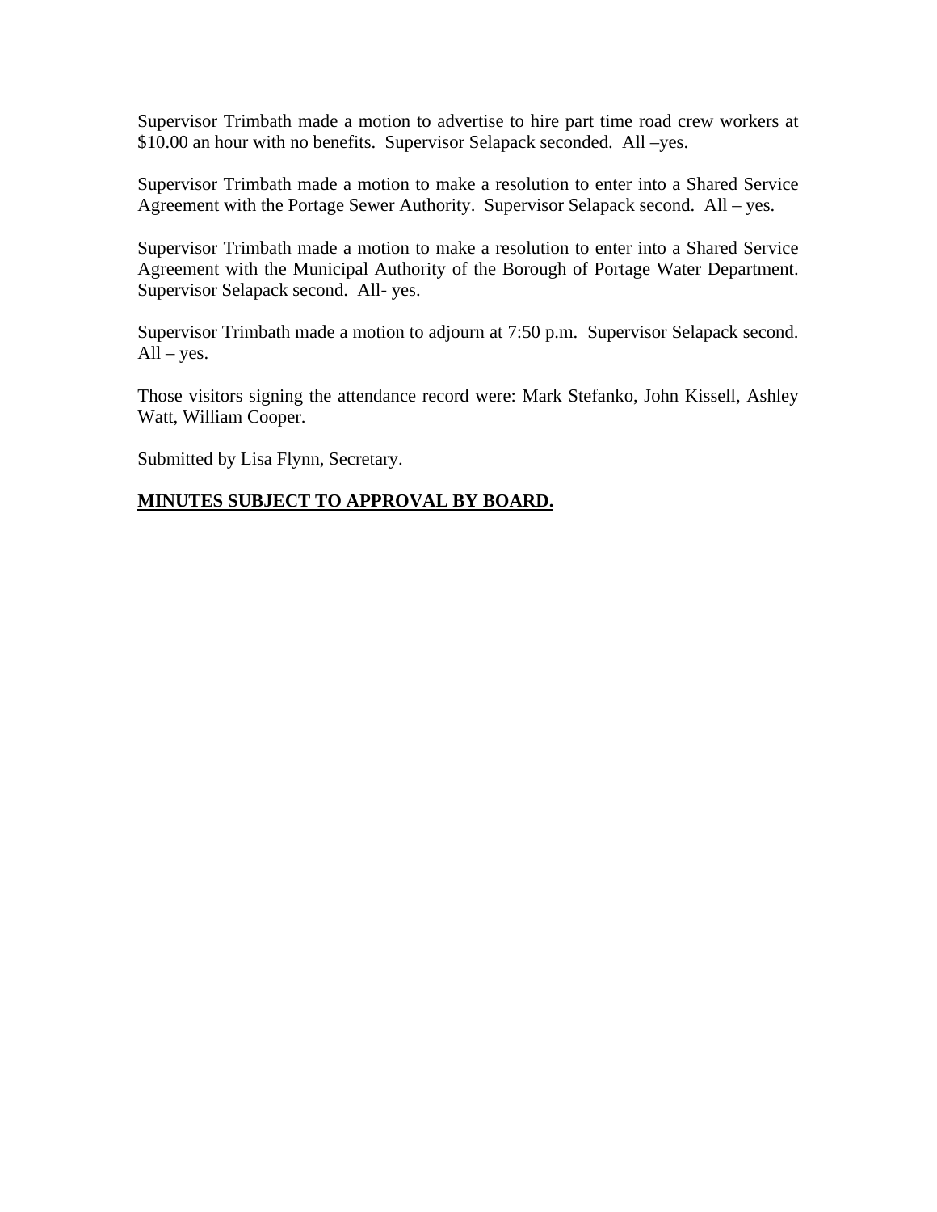Supervisor Trimbath made a motion to advertise to hire part time road crew workers at $10.00 an hour with no benefits.  Supervisor Selapack seconded.  All –yes.

Supervisor Trimbath made a motion to make a resolution to enter into a Shared Service Agreement with the Portage Sewer Authority.  Supervisor Selapack second.  All – yes.

Supervisor Trimbath made a motion to make a resolution to enter into a Shared Service Agreement with the Municipal Authority of the Borough of Portage Water Department.  Supervisor Selapack second.  All- yes.

Supervisor Trimbath made a motion to adjourn at 7:50 p.m.  Supervisor Selapack second.  All – yes.

Those visitors signing the attendance record were: Mark Stefanko, John Kissell, Ashley Watt, William Cooper.

Submitted by Lisa Flynn, Secretary.

**MINUTES SUBJECT TO APPROVAL BY BOARD.**